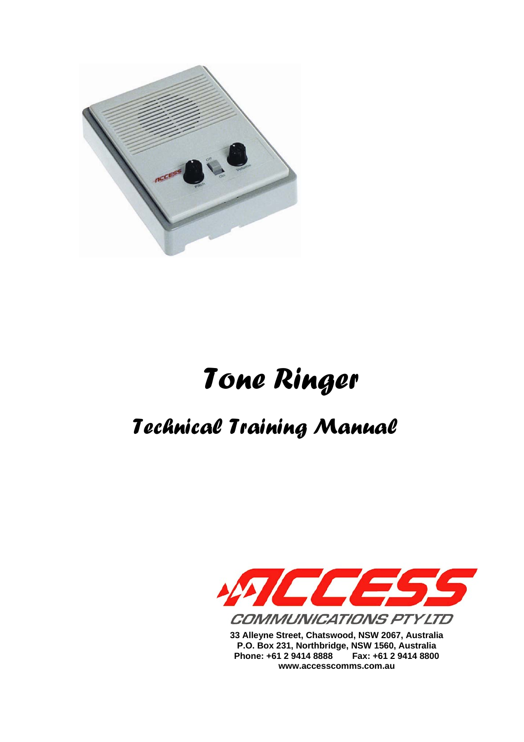# Tone Ringer

## Technical Training Manual

ACCESS COMMUNICATIONS PTY LTD

**33 Alleyne Street, Chatswood, NSW 2067, Australia**
**P.O. Box 231, Northbridge, NSW 1560, Australia**
**Phone: +61 2 9414 8888 Fax: +61 2 9414 8800**
**www.accesscomms.com.au**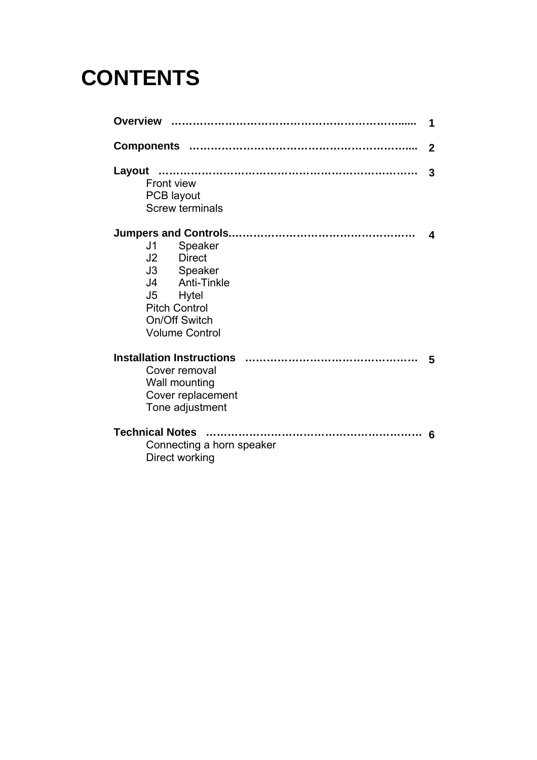# CONTENTS

**Overview** .......................................................... **1**

**Components** .................................................... **2**

**Layout** ............................................................... **3**

- Front view
- PCB layout
- Screw terminals

**Jumpers and Controls**.......................................... **4**

- J1 Speaker
- J2 Direct
- J3 Speaker
- J4 Anti-Tinkle
- J5 Hytel
- Pitch Control
- On/Off Switch
- Volume Control

**Installation Instructions** ..................................... **5**

- Cover removal
- Wall mounting
- Cover replacement
- Tone adjustment

**Technical Notes** ................................................ **6**

- Connecting a horn speaker
- Direct working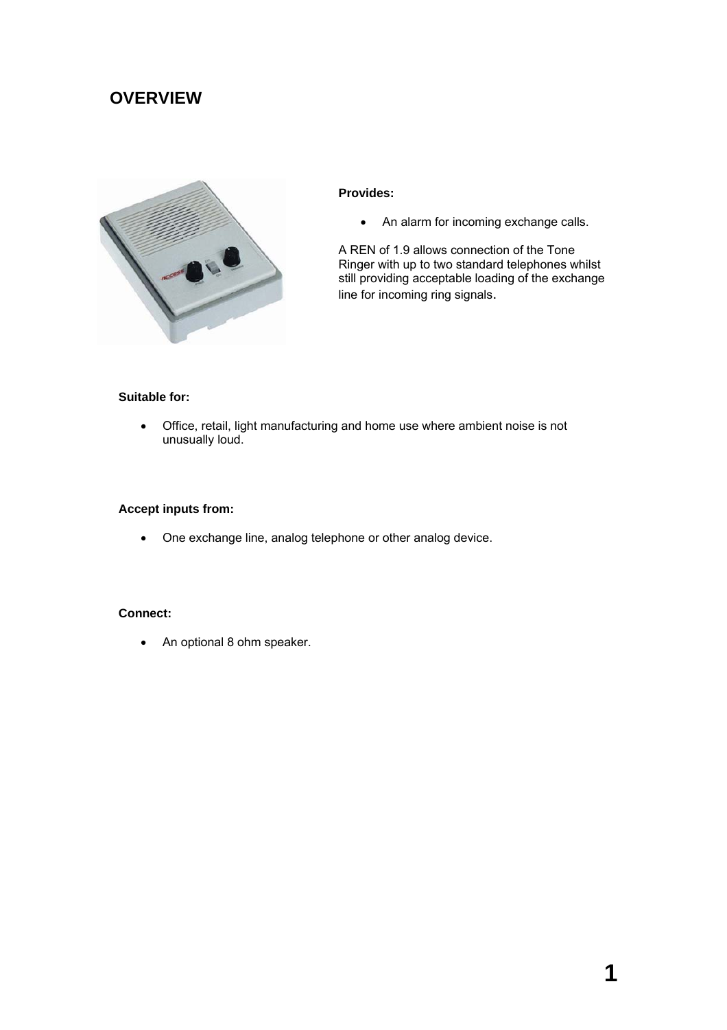# OVERVIEW

**Provides:**

- An alarm for incoming exchange calls.

A REN of 1.9 allows connection of the Tone Ringer with up to two standard telephones whilst still providing acceptable loading of the exchange line for incoming ring signals.

**Suitable for:**

- Office, retail, light manufacturing and home use where ambient noise is not unusually loud.

**Accept inputs from:**

- One exchange line, analog telephone or other analog device.

**Connect:**

- An optional 8 ohm speaker.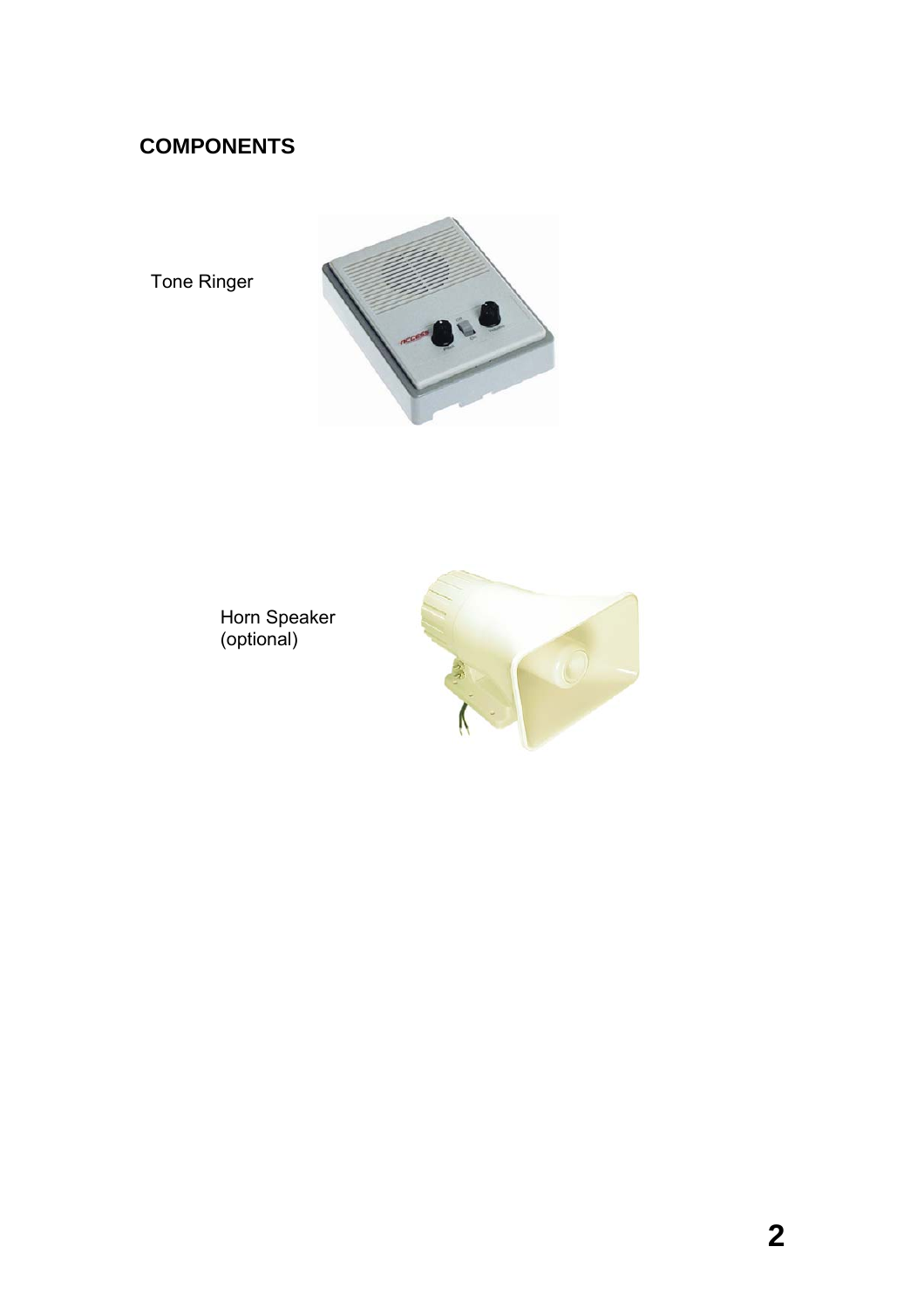## COMPONENTS

Tone Ringer

Horn Speaker
(optional)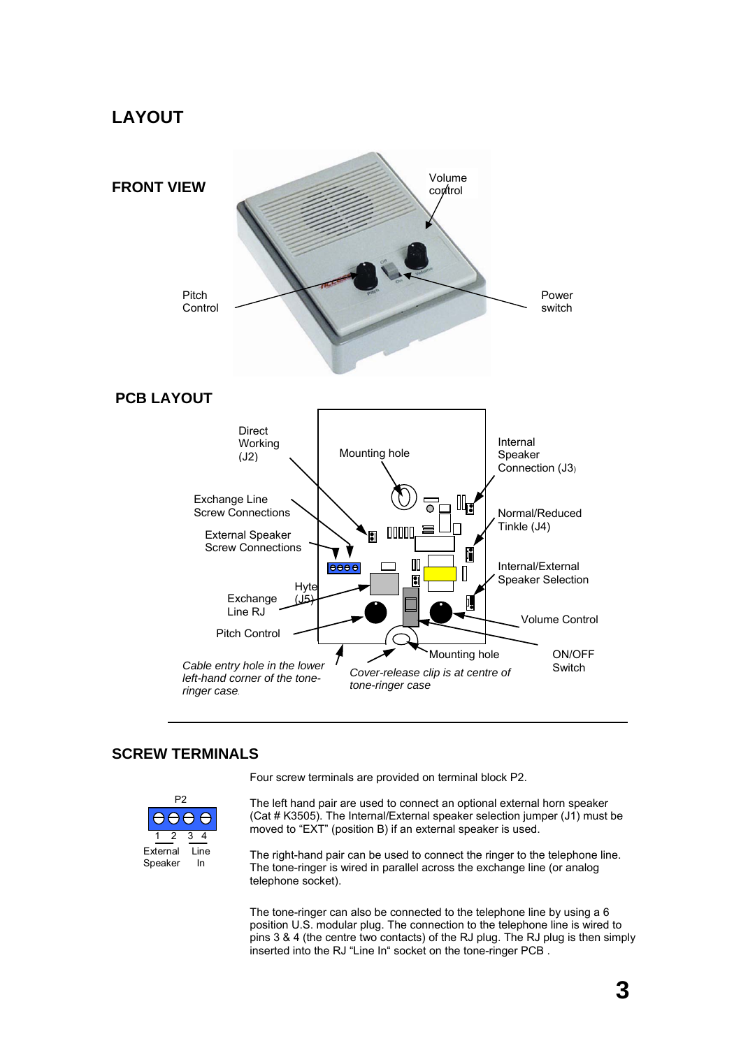# LAYOUT

## FRONT VIEW

Volume control

Pitch Control

Power switch

## PCB LAYOUT

Direct Working (J2)

Mounting hole

Internal Speaker Connection (J3)

Exchange Line Screw Connections

Normal/Reduced Tinkle (J4)

External Speaker Screw Connections

Internal/External Speaker Selection

Hyte (J5)

Exchange Line RJ

Volume Control

Pitch Control

Mounting hole

ON/OFF Switch

*Cable entry hole in the lower left-hand corner of the tone-ringer case.*

*Cover-release clip is at centre of tone-ringer case*

---

## SCREW TERMINALS

P2

1 2 3 4

External Speaker | Line In

Four screw terminals are provided on terminal block P2.

The left hand pair are used to connect an optional external horn speaker (Cat # K3505). The Internal/External speaker selection jumper (J1) must be moved to "EXT" (position B) if an external speaker is used.

The right-hand pair can be used to connect the ringer to the telephone line. The tone-ringer is wired in parallel across the exchange line (or analog telephone socket).

The tone-ringer can also be connected to the telephone line by using a 6 position U.S. modular plug. The connection to the telephone line is wired to pins 3 & 4 (the centre two contacts) of the RJ plug. The RJ plug is then simply inserted into the RJ "Line In" socket on the tone-ringer PCB .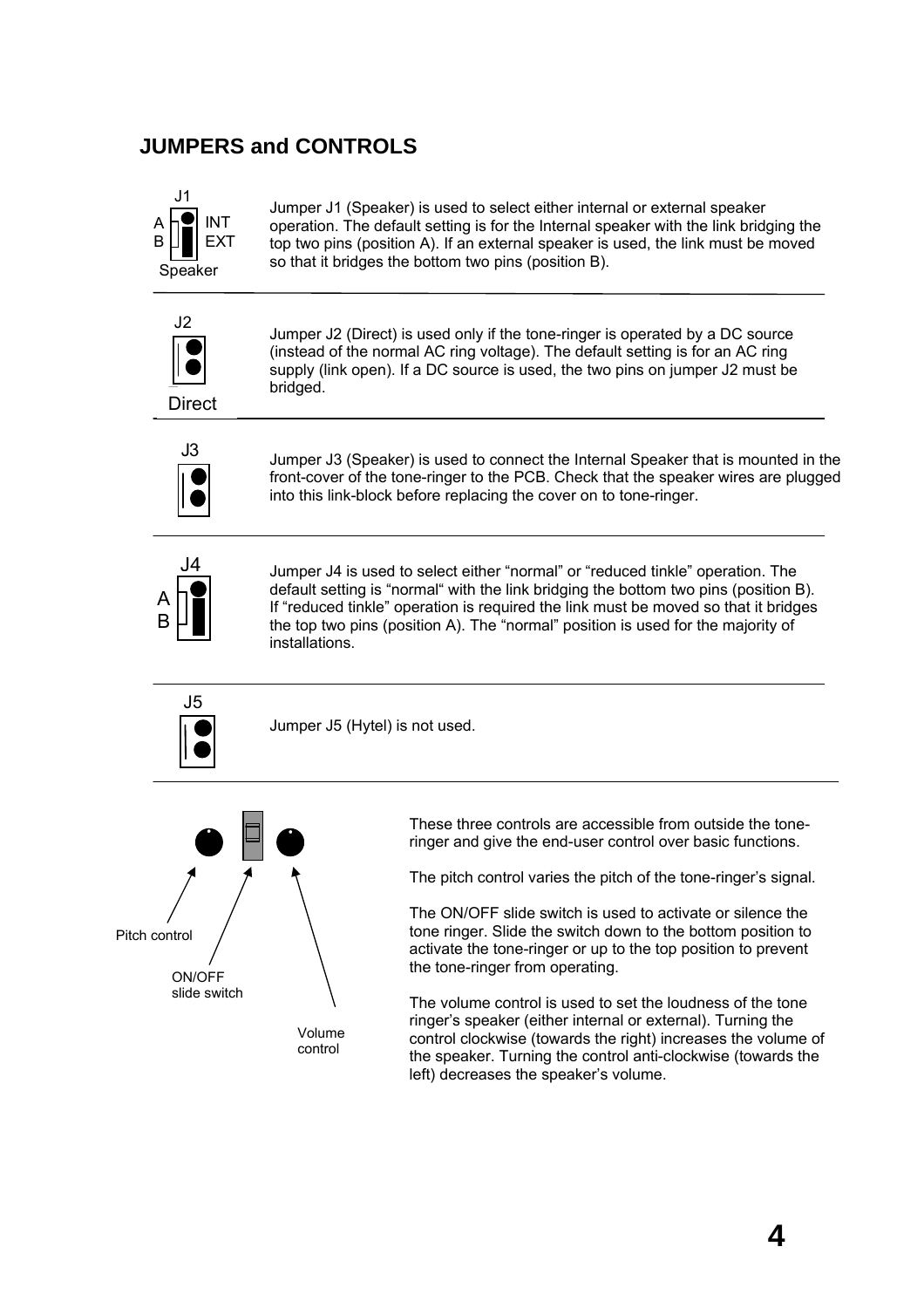## JUMPERS and CONTROLS

J1
A INT
B EXT
Speaker

Jumper J1 (Speaker) is used to select either internal or external speaker operation. The default setting is for the Internal speaker with the link bridging the top two pins (position A). If an external speaker is used, the link must be moved so that it bridges the bottom two pins (position B).

---

J2
Direct

Jumper J2 (Direct) is used only if the tone-ringer is operated by a DC source (instead of the normal AC ring voltage). The default setting is for an AC ring supply (link open). If a DC source is used, the two pins on jumper J2 must be bridged.

---

J3

Jumper J3 (Speaker) is used to connect the Internal Speaker that is mounted in the front-cover of the tone-ringer to the PCB. Check that the speaker wires are plugged into this link-block before replacing the cover on to tone-ringer.

---

J4
A
B

Jumper J4 is used to select either “normal” or “reduced tinkle” operation. The default setting is “normal“ with the link bridging the bottom two pins (position B). If “reduced tinkle” operation is required the link must be moved so that it bridges the top two pins (position A). The “normal” position is used for the majority of installations.

---

J5

Jumper J5 (Hytel) is not used.

---

Pitch control

ON/OFF slide switch

Volume control

These three controls are accessible from outside the tone-ringer and give the end-user control over basic functions.

The pitch control varies the pitch of the tone-ringer’s signal.

The ON/OFF slide switch is used to activate or silence the tone ringer. Slide the switch down to the bottom position to activate the tone-ringer or up to the top position to prevent the tone-ringer from operating.

The volume control is used to set the loudness of the tone ringer’s speaker (either internal or external). Turning the control clockwise (towards the right) increases the volume of the speaker. Turning the control anti-clockwise (towards the left) decreases the speaker’s volume.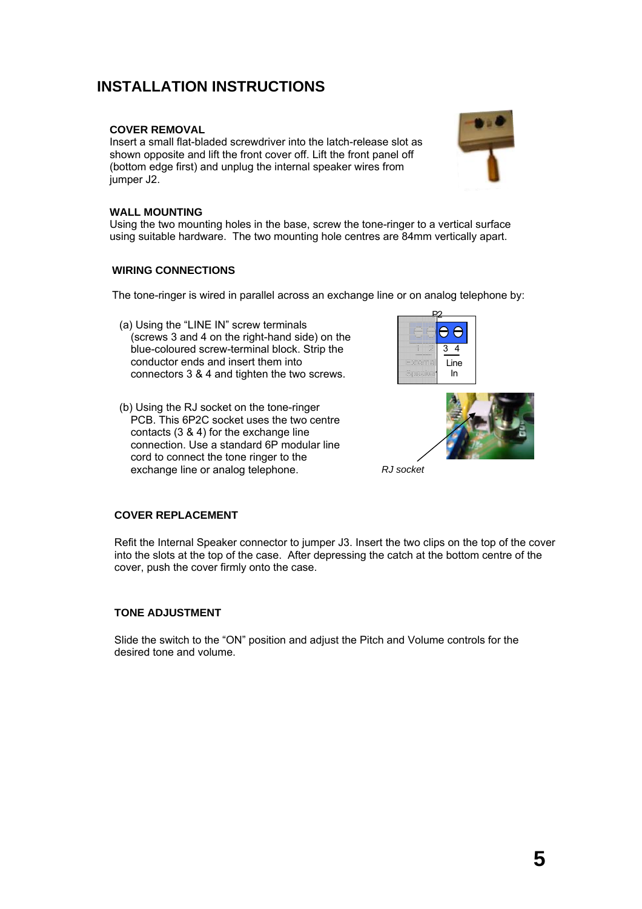# INSTALLATION INSTRUCTIONS

### COVER REMOVAL

Insert a small flat-bladed screwdriver into the latch-release slot as shown opposite and lift the front cover off. Lift the front panel off (bottom edge first) and unplug the internal speaker wires from jumper J2.

### WALL MOUNTING

Using the two mounting holes in the base, screw the tone-ringer to a vertical surface using suitable hardware. The two mounting hole centres are 84mm vertically apart.

### WIRING CONNECTIONS

The tone-ringer is wired in parallel across an exchange line or on analog telephone by:

(a) Using the "LINE IN" screw terminals (screws 3 and 4 on the right-hand side) on the blue-coloured screw-terminal block. Strip the conductor ends and insert them into connectors 3 & 4 and tighten the two screws.

P2

3 4

Line In

(b) Using the RJ socket on the tone-ringer PCB. This 6P2C socket uses the two centre contacts (3 & 4) for the exchange line connection. Use a standard 6P modular line cord to connect the tone ringer to the exchange line or analog telephone.

*RJ socket*

### COVER REPLACEMENT

Refit the Internal Speaker connector to jumper J3. Insert the two clips on the top of the cover into the slots at the top of the case. After depressing the catch at the bottom centre of the cover, push the cover firmly onto the case.

### TONE ADJUSTMENT

Slide the switch to the "ON" position and adjust the Pitch and Volume controls for the desired tone and volume.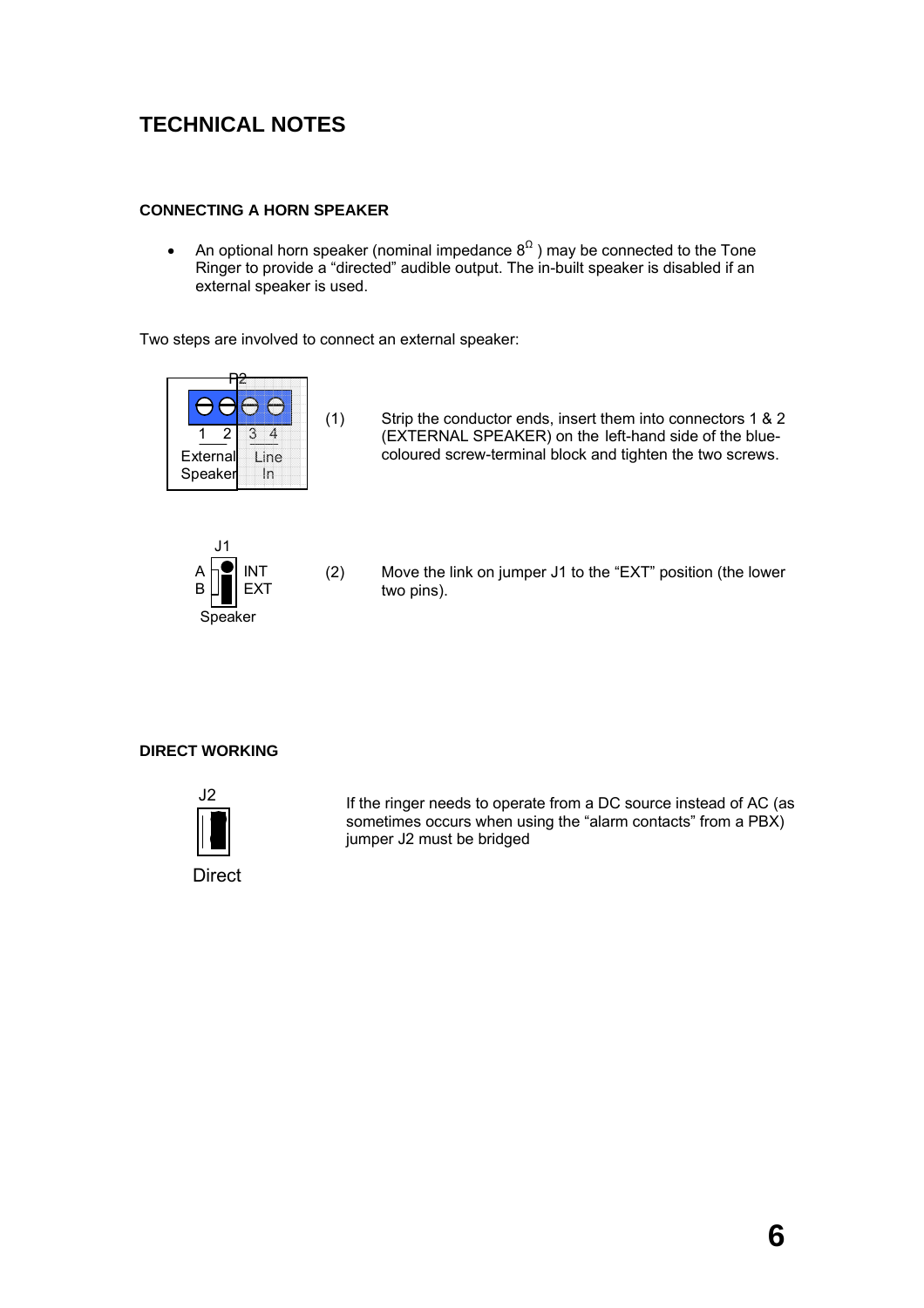# TECHNICAL NOTES

### CONNECTING A HORN SPEAKER

- An optional horn speaker (nominal impedance $8^{\Omega}$ ) may be connected to the Tone Ringer to provide a "directed" audible output. The in-built speaker is disabled if an external speaker is used.

Two steps are involved to connect an external speaker:

P2

1 2 3 4

External Speaker Line In

(1) Strip the conductor ends, insert them into connectors 1 & 2 (EXTERNAL SPEAKER) on the left-hand side of the blue-coloured screw-terminal block and tighten the two screws.

J1

A INT

B EXT

Speaker

(2) Move the link on jumper J1 to the "EXT" position (the lower two pins).

### DIRECT WORKING

J2

Direct

If the ringer needs to operate from a DC source instead of AC (as sometimes occurs when using the "alarm contacts" from a PBX) jumper J2 must be bridged